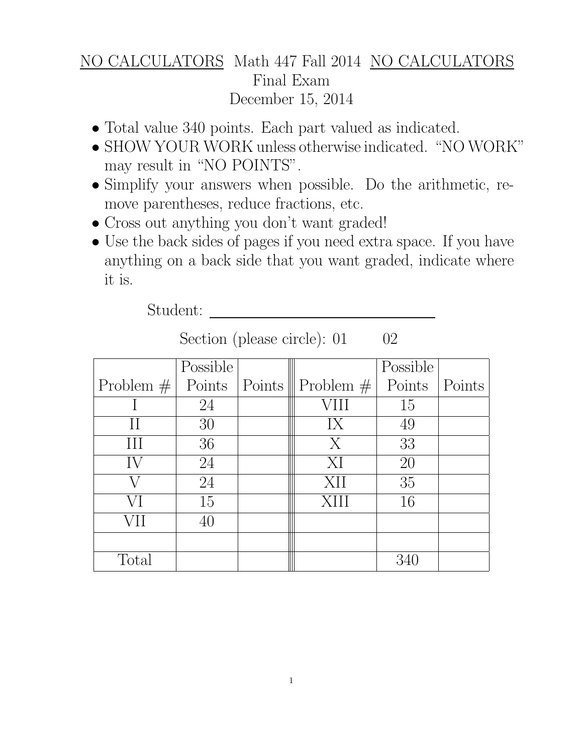# NO CALCULATORS Math 447 Fall 2014 NO CALCULATORS

## Final Exam

## December 15, 2014

- Total value 340 points. Each part valued as indicated.
- SHOW YOUR WORK unless otherwise indicated. "NO WORK" may result in "NO POINTS".
- Simplify your answers when possible. Do the arithmetic, remove parentheses, reduce fractions, etc.
- Cross out anything you don't want graded!
- Use the back sides of pages if you need extra space. If you have anything on a back side that you want graded, indicate where it is.

Student: ______________________________

Section (please circle): 01 02

| Problem # | Possible Points | Points | Problem # | Possible Points | Points |
|---|---|---|---|---|---|
| I | 24 | | VIII | 15 | |
| II | 30 | | IX | 49 | |
| III | 36 | | X | 33 | |
| IV | 24 | | XI | 20 | |
| V | 24 | | XII | 35 | |
| VI | 15 | | XIII | 16 | |
| VII | 40 | | | | |
| | | | | | |
| Total | | | | 340 | |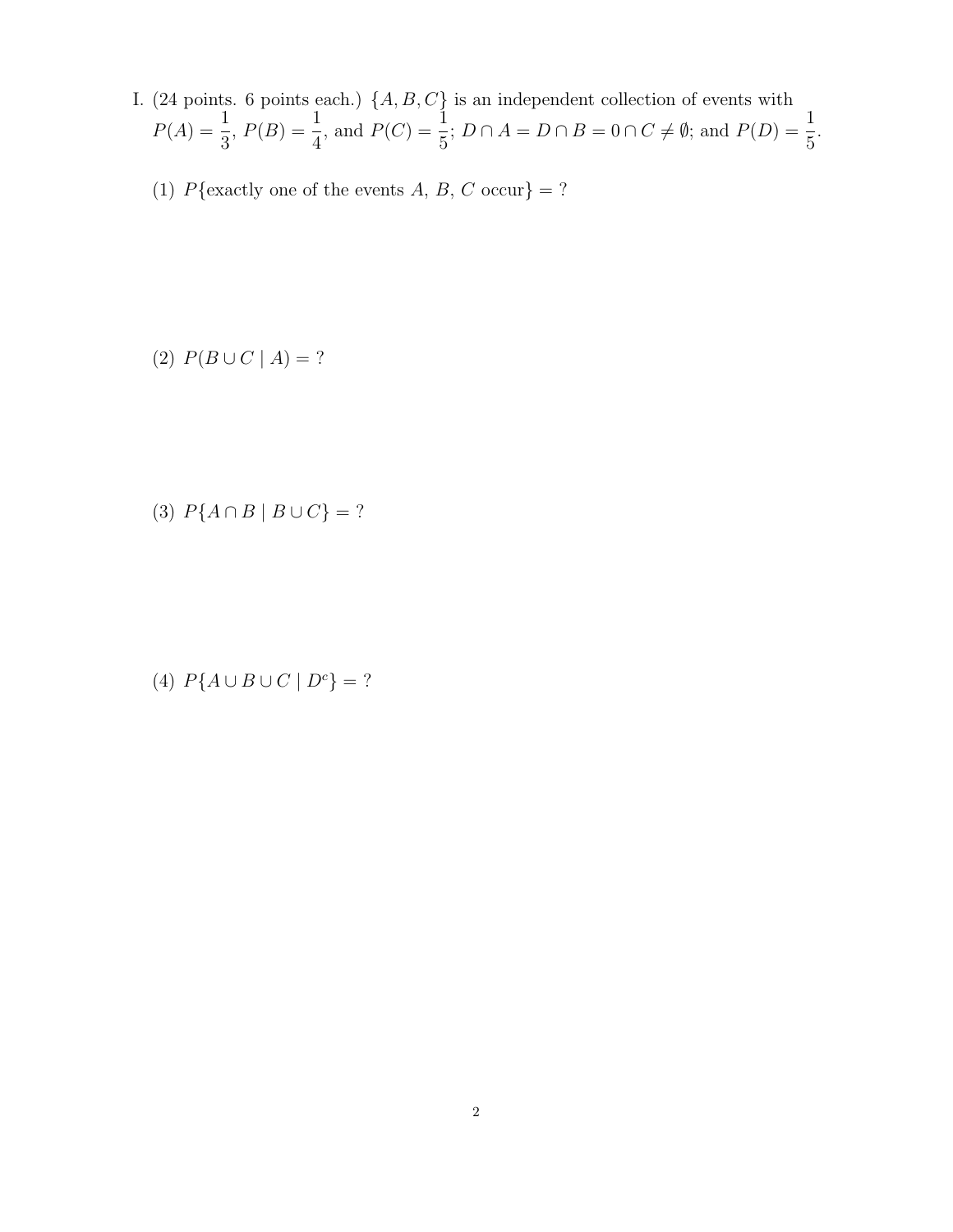I. (24 points. 6 points each.) $\{A, B, C\}$ is an independent collection of events with $P(A) = \frac{1}{3}$, $P(B) = \frac{1}{4}$, and $P(C) = \frac{1}{5}$; $D \cap A = D \cap B = 0 \cap C \neq \emptyset$; and $P(D) = \frac{1}{5}$.

(1) $P\{\text{exactly one of the events } A,\ B,\ C \text{ occur}\} = ?$

(2) $P(B \cup C \mid A) = ?$

(3) $P\{A \cap B \mid B \cup C\} = ?$

(4) $P\{A \cup B \cup C \mid D^c\} = ?$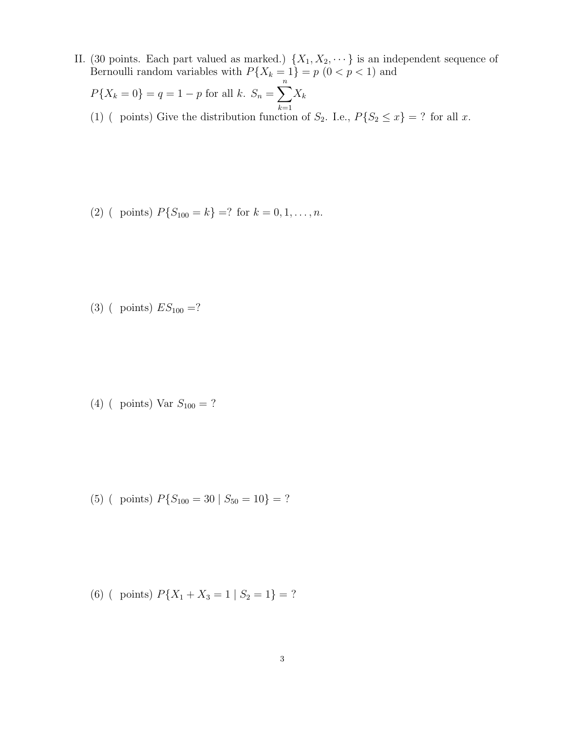II. (30 points. Each part valued as marked.) $\{X_1, X_2, \cdots\}$ is an independent sequence of Bernoulli random variables with $P\{X_k = 1\} = p$ $(0 < p < 1)$ and

$P\{X_k = 0\} = q = 1 - p$ for all $k$. $S_n = \sum_{k=1}^{n} X_k$

(1) (  points) Give the distribution function of $S_2$. I.e., $P\{S_2 \leq x\} =$ ? for all $x$.

(2) (  points) $P\{S_{100} = k\} =$? for $k = 0, 1, \ldots, n$.

(3) (  points) $ES_{100} =$?

(4) (  points) Var $S_{100} =$ ?

(5) (  points) $P\{S_{100} = 30 \mid S_{50} = 10\} =$ ?

(6) (  points) $P\{X_1 + X_3 = 1 \mid S_2 = 1\} =$ ?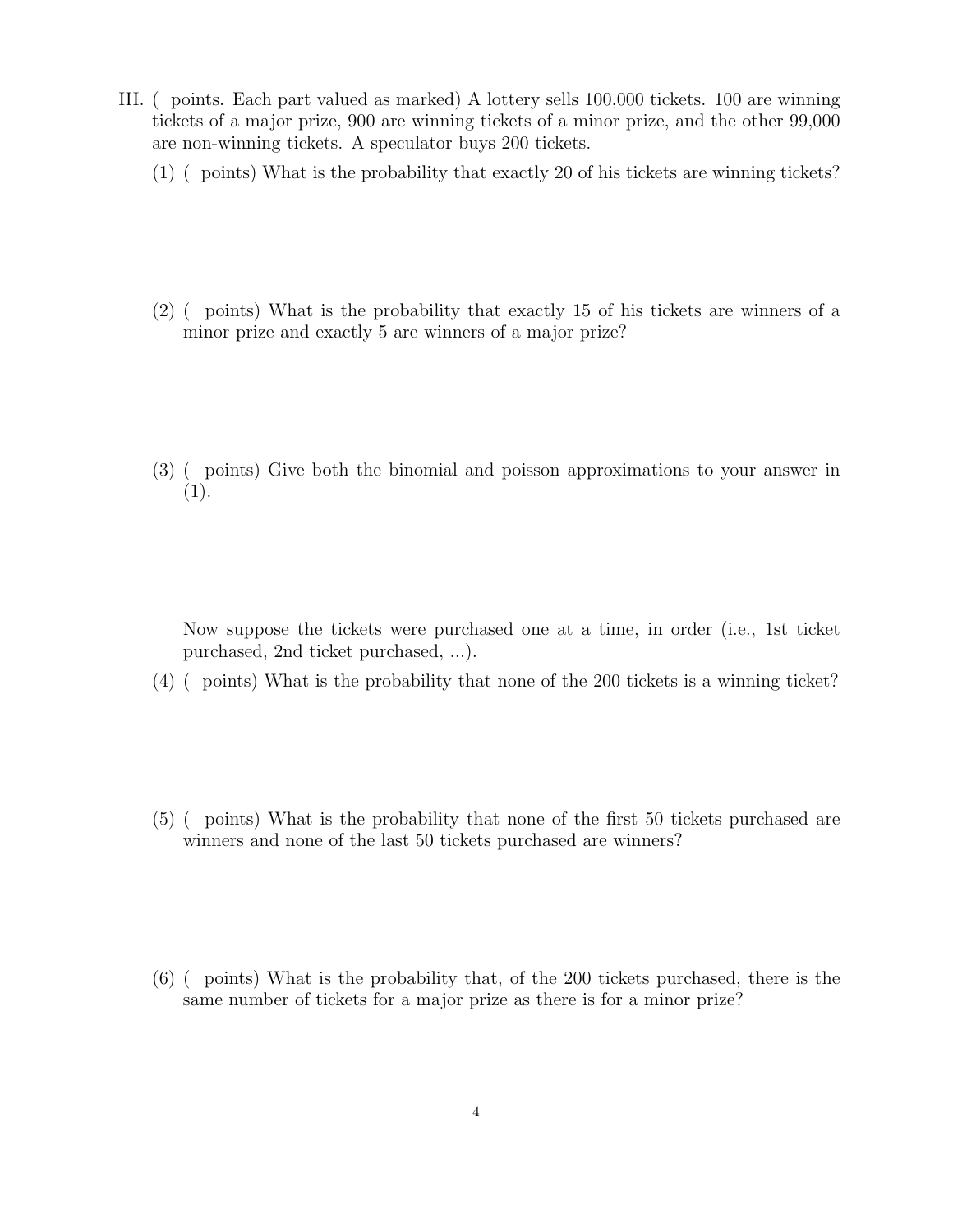III. ( points. Each part valued as marked) A lottery sells 100,000 tickets. 100 are winning tickets of a major prize, 900 are winning tickets of a minor prize, and the other 99,000 are non-winning tickets. A speculator buys 200 tickets.

(1) ( points) What is the probability that exactly 20 of his tickets are winning tickets?

(2) ( points) What is the probability that exactly 15 of his tickets are winners of a minor prize and exactly 5 are winners of a major prize?

(3) ( points) Give both the binomial and poisson approximations to your answer in (1).

Now suppose the tickets were purchased one at a time, in order (i.e., 1st ticket purchased, 2nd ticket purchased, ...).

(4) ( points) What is the probability that none of the 200 tickets is a winning ticket?

(5) ( points) What is the probability that none of the first 50 tickets purchased are winners and none of the last 50 tickets purchased are winners?

(6) ( points) What is the probability that, of the 200 tickets purchased, there is the same number of tickets for a major prize as there is for a minor prize?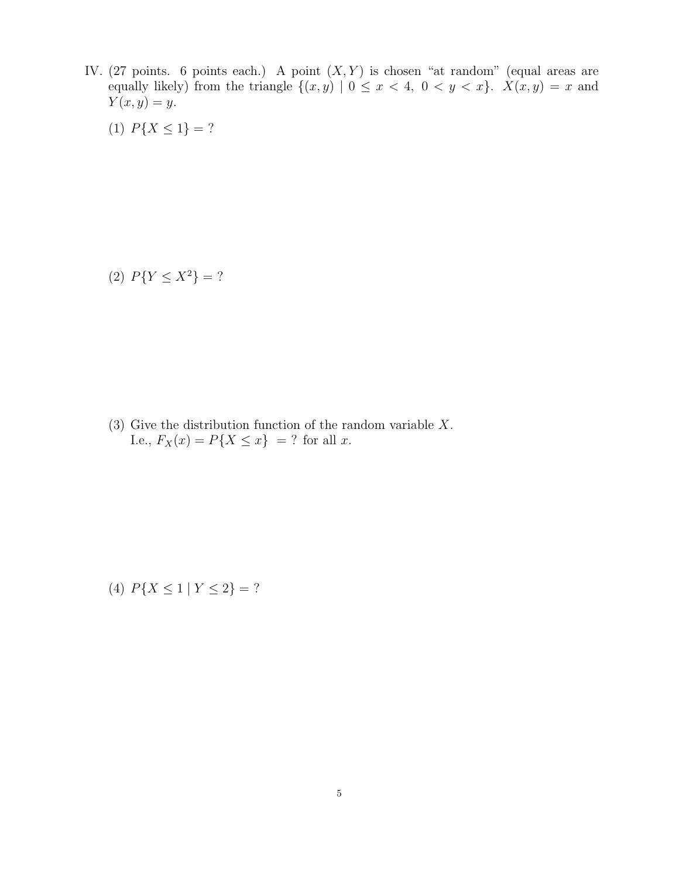IV. (27 points. 6 points each.) A point $(X, Y)$ is chosen "at random" (equal areas are equally likely) from the triangle $\{(x, y) \mid 0 \leq x < 4,\ 0 < y < x\}$. $X(x, y) = x$ and $Y(x, y) = y$.

(1) $P\{X \leq 1\} = ?$

(2) $P\{Y \leq X^2\} = ?$

(3) Give the distribution function of the random variable $X$.
I.e., $F_X(x) = P\{X \leq x\} \ = ?$ for all $x$.

(4) $P\{X \leq 1 \mid Y \leq 2\} = ?$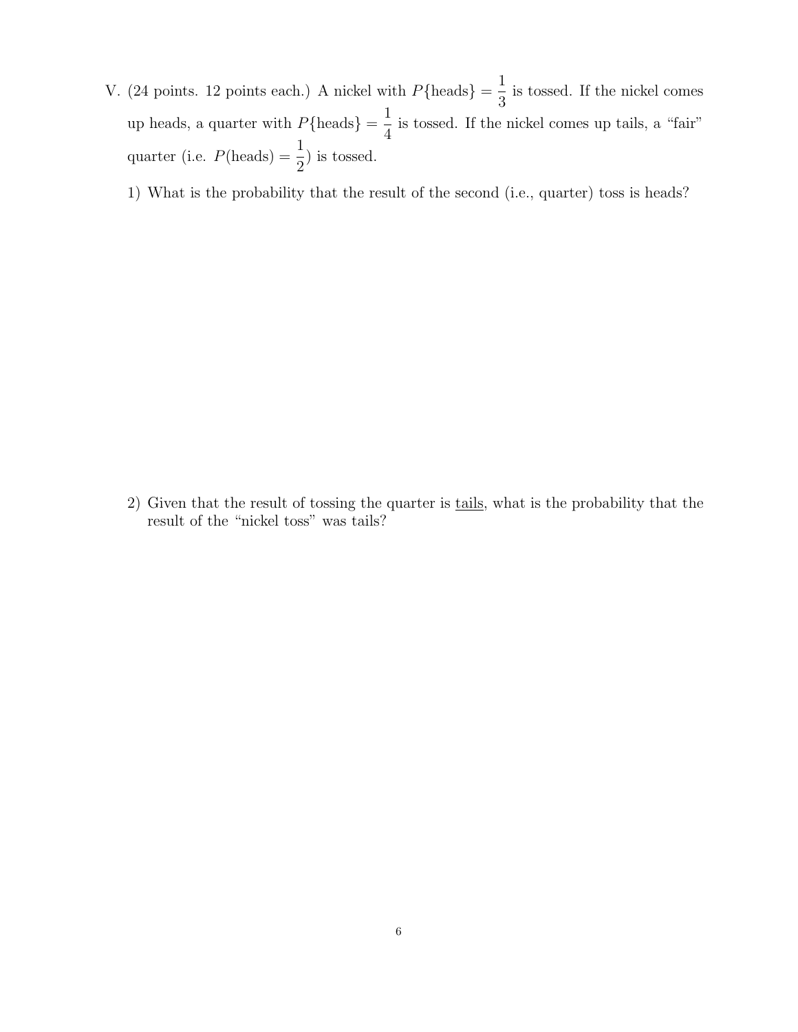V. (24 points. 12 points each.) A nickel with $P\{\text{heads}\} = \frac{1}{3}$ is tossed. If the nickel comes up heads, a quarter with $P\{\text{heads}\} = \frac{1}{4}$ is tossed. If the nickel comes up tails, a "fair" quarter (i.e. $P(\text{heads}) = \frac{1}{2}$) is tossed.

1) What is the probability that the result of the second (i.e., quarter) toss is heads?

2) Given that the result of tossing the quarter is <u>tails</u>, what is the probability that the result of the "nickel toss" was tails?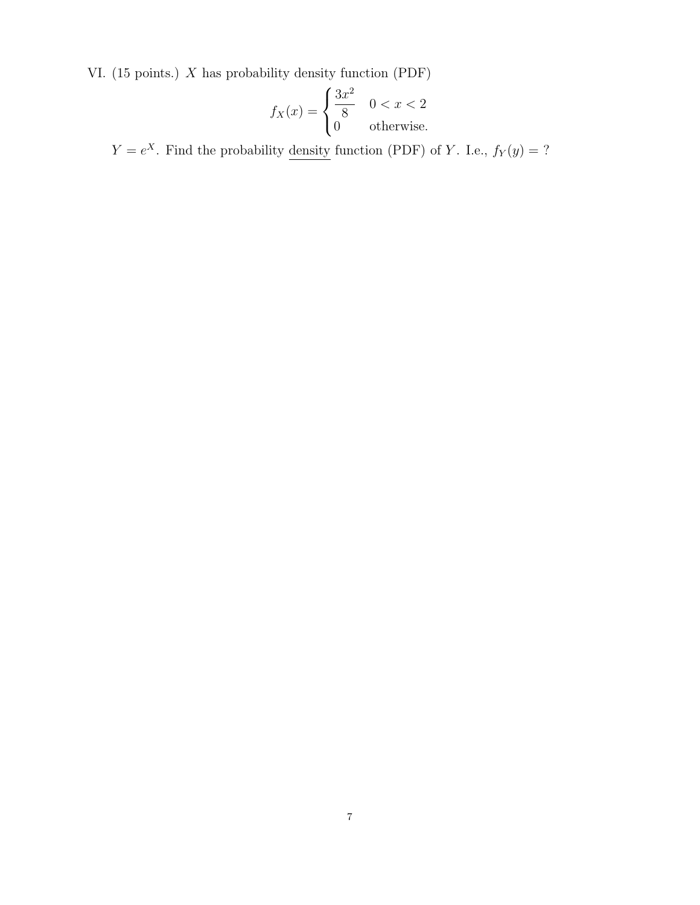VI. (15 points.) $X$ has probability density function (PDF)

$$f_X(x) = \begin{cases} \dfrac{3x^2}{8} & 0 < x < 2 \\ 0 & \text{otherwise.} \end{cases}$$

$Y = e^X$. Find the probability <u>density</u> function (PDF) of $Y$. I.e., $f_Y(y) = ?$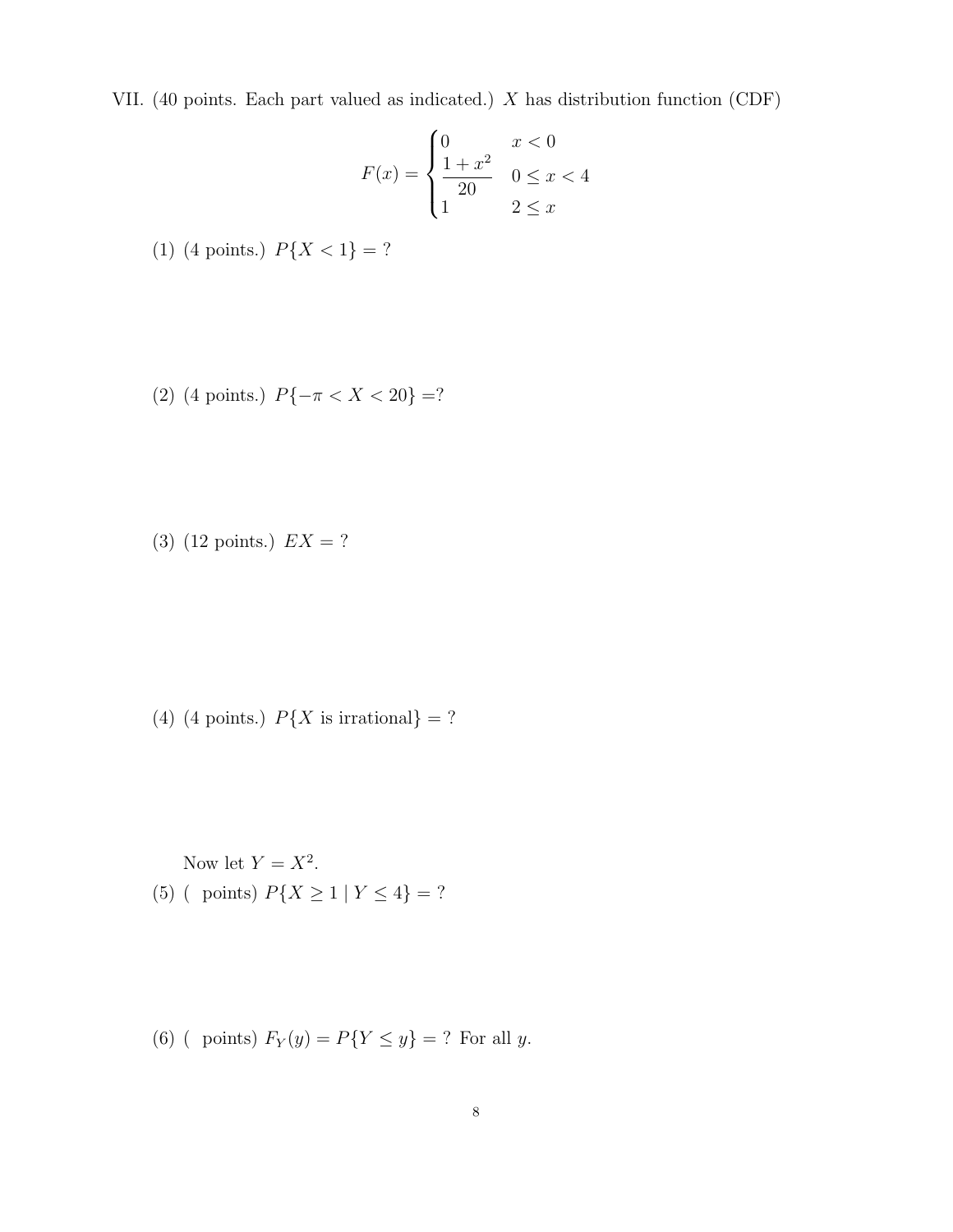VII. (40 points. Each part valued as indicated.) $X$ has distribution function (CDF)

$$F(x) = \begin{cases} 0 & x < 0 \\ \dfrac{1+x^2}{20} & 0 \leq x < 4 \\ 1 & 2 \leq x \end{cases}$$

(1) (4 points.) $P\{X < 1\} = ?$

(2) (4 points.) $P\{-\pi < X < 20\} =?$

(3) (12 points.) $EX = ?$

(4) (4 points.) $P\{X \text{ is irrational}\} = ?$

Now let $Y = X^2$.

(5) ( points) $P\{X \geq 1 \mid Y \leq 4\} = ?$

(6) ( points) $F_Y(y) = P\{Y \leq y\} = ?$ For all $y$.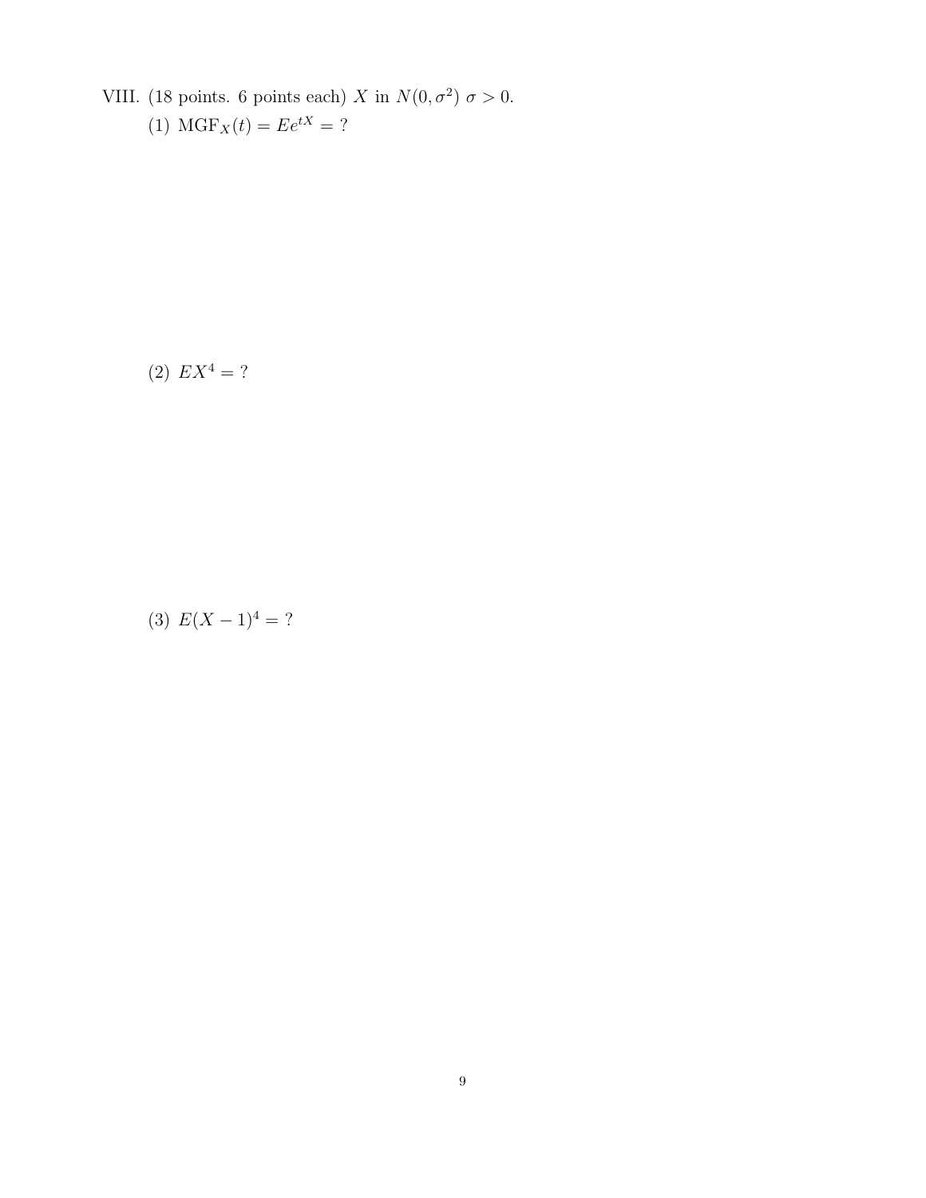VIII. (18 points. 6 points each) $X$ in $N(0, \sigma^2)$ $\sigma > 0$.

(1) $\text{MGF}_X(t) = Ee^{tX} =$ ?

(2) $EX^4 =$ ?

(3) $E(X-1)^4 =$ ?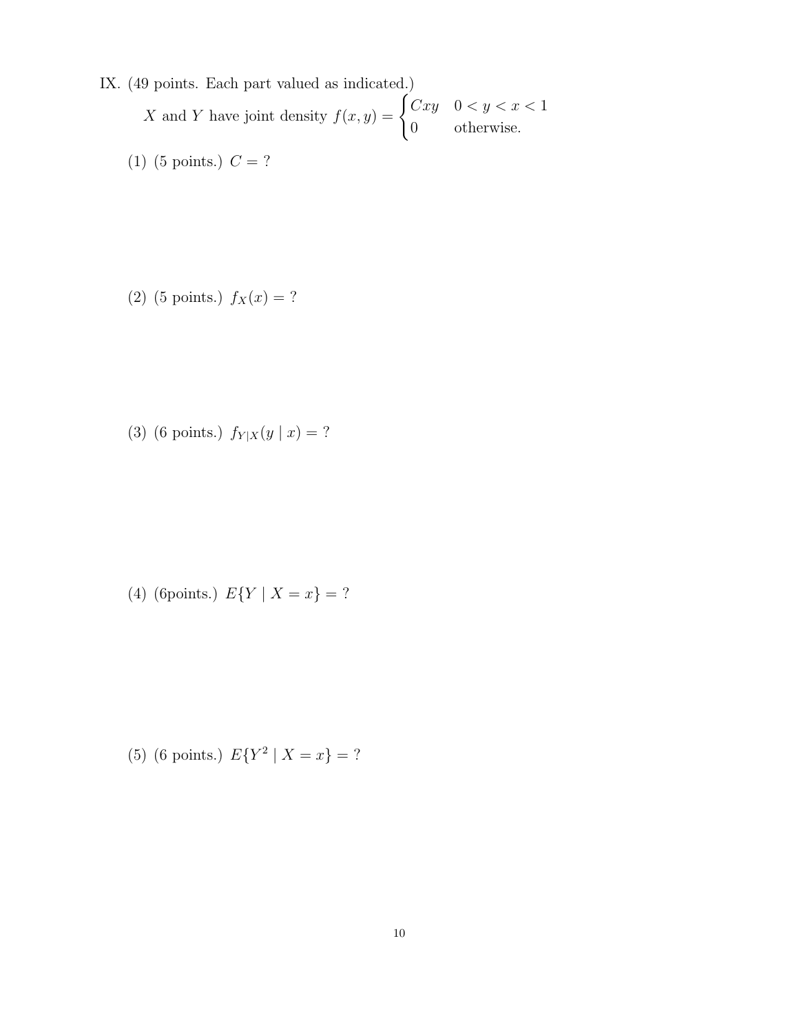IX. (49 points. Each part valued as indicated.)

$X$ and $Y$ have joint density $f(x,y) = \begin{cases} Cxy & 0 < y < x < 1 \\ 0 & \text{otherwise.} \end{cases}$

(1) (5 points.) $C = $ ?

(2) (5 points.) $f_X(x) = $ ?

(3) (6 points.) $f_{Y|X}(y \mid x) = $ ?

(4) (6points.) $E\{Y \mid X = x\} = $ ?

(5) (6 points.) $E\{Y^2 \mid X = x\} = $ ?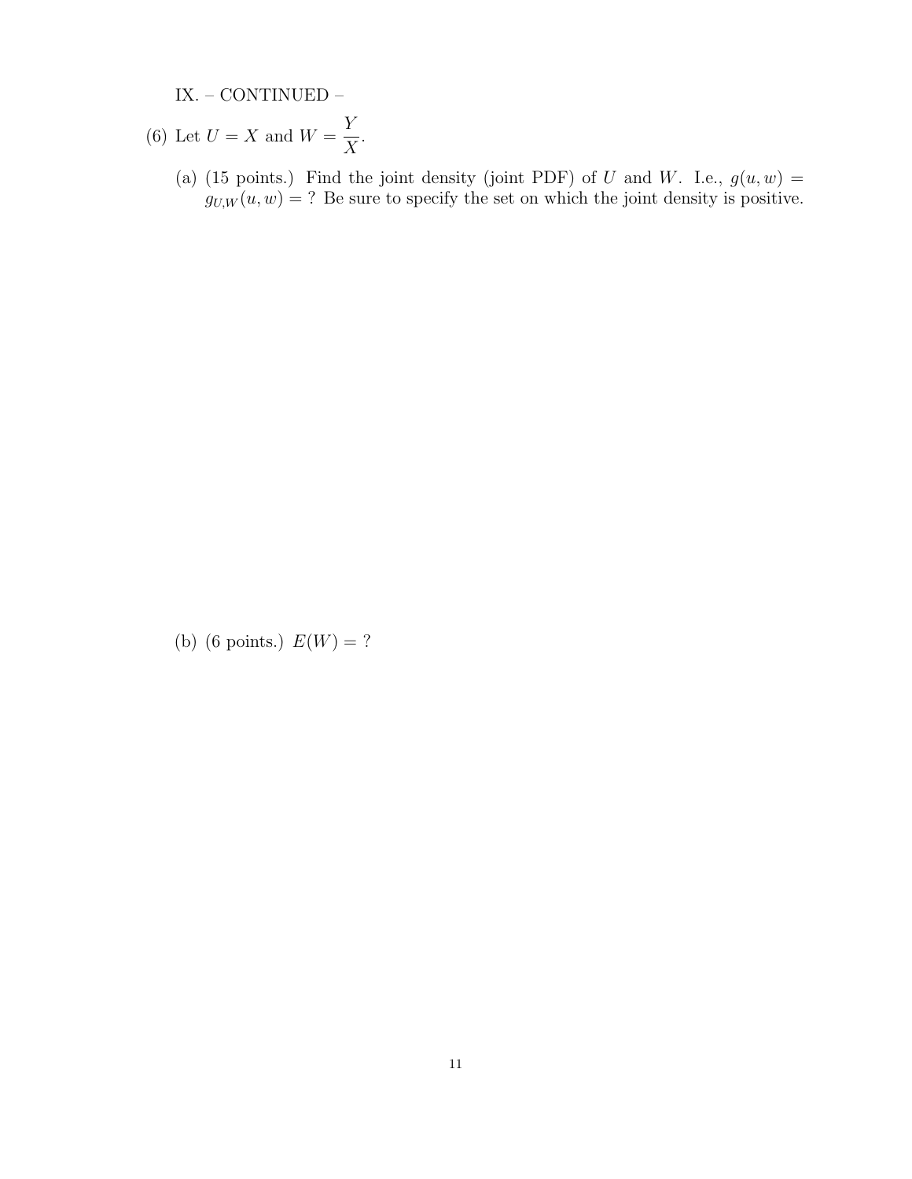IX. – CONTINUED –

(6) Let $U = X$ and $W = \dfrac{Y}{X}$.

(a) (15 points.) Find the joint density (joint PDF) of $U$ and $W$. I.e., $g(u, w) = g_{U,W}(u, w) =$ ? Be sure to specify the set on which the joint density is positive.

(b) (6 points.) $E(W) =$ ?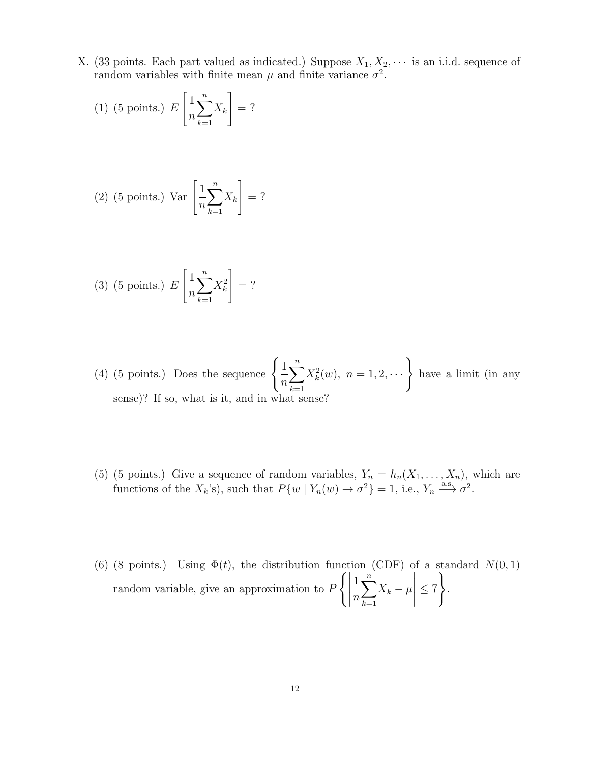X. (33 points. Each part valued as indicated.) Suppose $X_1, X_2, \cdots$ is an i.i.d. sequence of random variables with finite mean $\mu$ and finite variance $\sigma^2$.

(1) (5 points.) $E\left[\frac{1}{n}\sum_{k=1}^{n} X_k\right] = ?$

(2) (5 points.) $\text{Var}\left[\frac{1}{n}\sum_{k=1}^{n} X_k\right] = ?$

(3) (5 points.) $E\left[\frac{1}{n}\sum_{k=1}^{n} X_k^2\right] = ?$

(4) (5 points.) Does the sequence $\left\{\frac{1}{n}\sum_{k=1}^{n} X_k^2(w),\ n = 1, 2, \cdots\right\}$ have a limit (in any sense)? If so, what is it, and in what sense?

(5) (5 points.) Give a sequence of random variables, $Y_n = h_n(X_1, \ldots, X_n)$, which are functions of the $X_k$'s), such that $P\{w \mid Y_n(w) \to \sigma^2\} = 1$, i.e., $Y_n \xrightarrow{\text{a.s.}} \sigma^2$.

(6) (8 points.) Using $\Phi(t)$, the distribution function (CDF) of a standard $N(0, 1)$ random variable, give an approximation to $P\left\{\left|\frac{1}{n}\sum_{k=1}^{n} X_k - \mu\right| \leq 7\right\}$.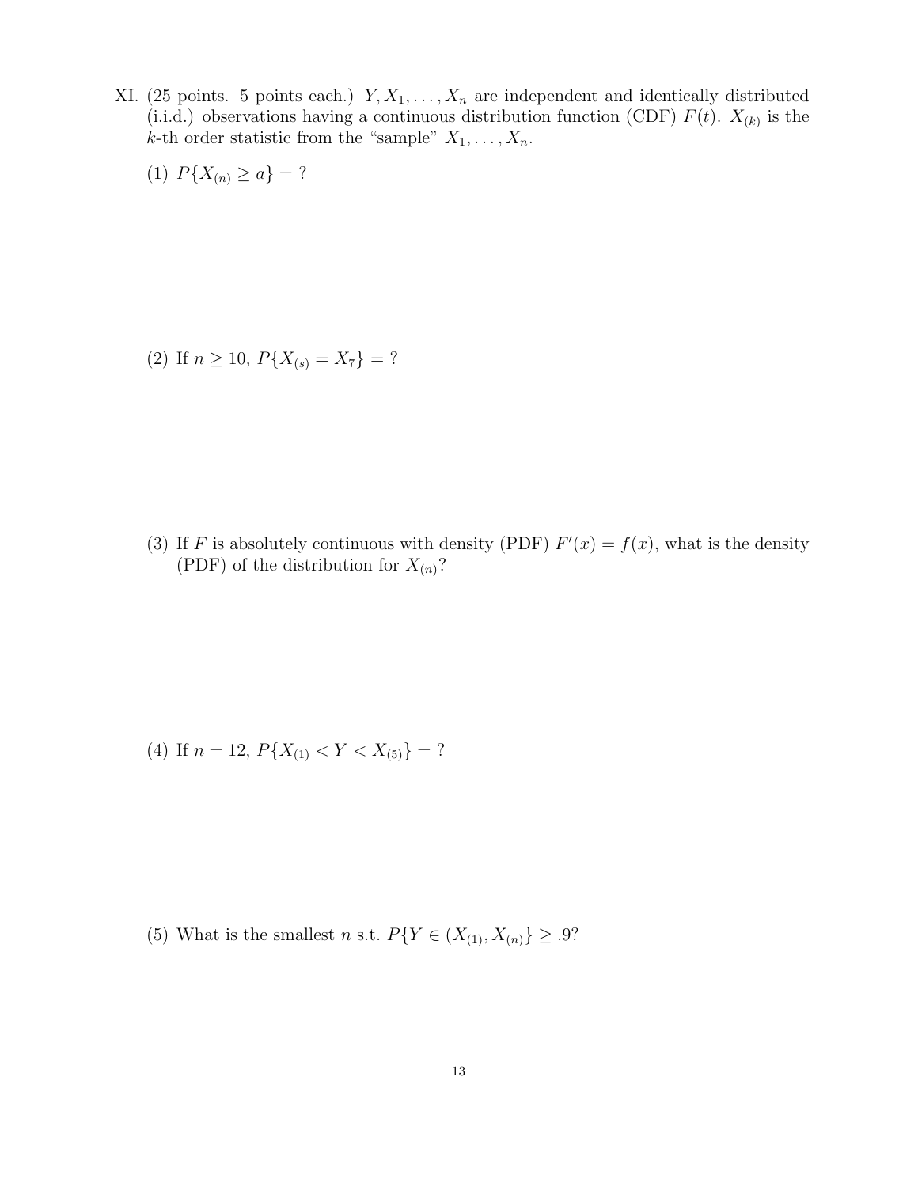XI. (25 points. 5 points each.) $Y, X_1, \ldots, X_n$ are independent and identically distributed (i.i.d.) observations having a continuous distribution function (CDF) $F(t)$. $X_{(k)}$ is the $k$-th order statistic from the "sample" $X_1, \ldots, X_n$.

(1) $P\{X_{(n)} \geq a\} = ?$

(2) If $n \geq 10$, $P\{X_{(s)} = X_7\} = ?$

(3) If $F$ is absolutely continuous with density (PDF) $F'(x) = f(x)$, what is the density (PDF) of the distribution for $X_{(n)}$?

(4) If $n = 12$, $P\{X_{(1)} < Y < X_{(5)}\} = ?$

(5) What is the smallest $n$ s.t. $P\{Y \in (X_{(1)}, X_{(n)}\} \geq .9$?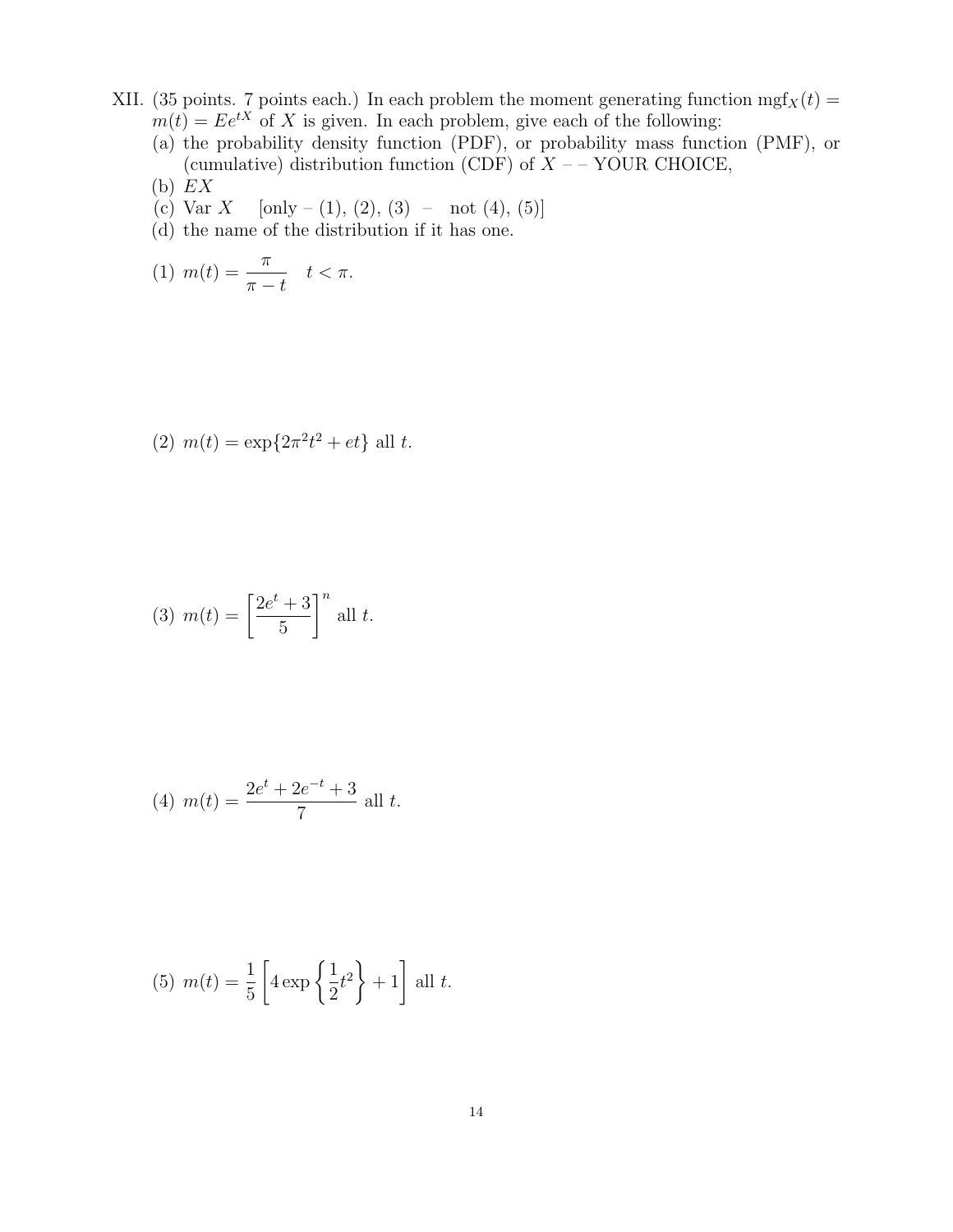XII. (35 points. 7 points each.) In each problem the moment generating function $\text{mgf}_X(t) = m(t) = Ee^{tX}$ of $X$ is given. In each problem, give each of the following:

(a) the probability density function (PDF), or probability mass function (PMF), or (cumulative) distribution function (CDF) of $X$ – – YOUR CHOICE,

(b) $EX$

(c) Var $X$ [only – (1), (2), (3) – not (4), (5)]

(d) the name of the distribution if it has one.

(1) $m(t) = \dfrac{\pi}{\pi - t} \quad t < \pi.$

(2) $m(t) = \exp\{2\pi^2 t^2 + et\}$ all $t$.

(3) $m(t) = \left[\dfrac{2e^t + 3}{5}\right]^n$ all $t$.

(4) $m(t) = \dfrac{2e^t + 2e^{-t} + 3}{7}$ all $t$.

(5) $m(t) = \dfrac{1}{5}\left[4\exp\left\{\dfrac{1}{2}t^2\right\} + 1\right]$ all $t$.